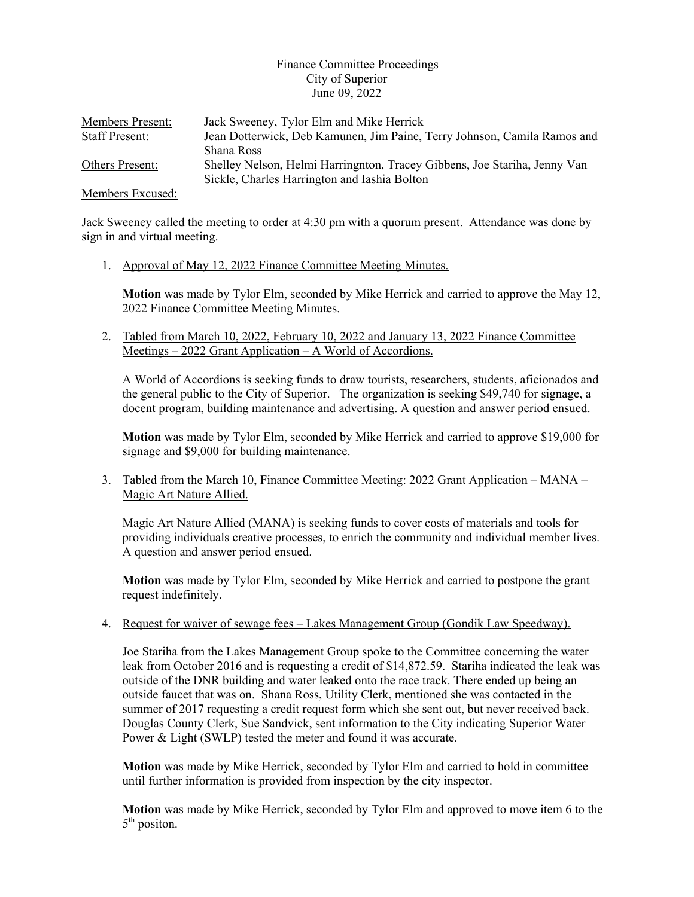Finance Committee Proceedings
City of Superior
June 09, 2022

| | |
|---|---|
| Members Present: | Jack Sweeney, Tylor Elm and Mike Herrick |
| Staff Present: | Jean Dotterwick, Deb Kamunen, Jim Paine, Terry Johnson, Camila Ramos and Shana Ross |
| Others Present: | Shelley Nelson, Helmi Harringnton, Tracey Gibbens, Joe Stariha, Jenny Van Sickle, Charles Harrington and Iashia Bolton |
| Members Excused: | |

Jack Sweeney called the meeting to order at 4:30 pm with a quorum present. Attendance was done by sign in and virtual meeting.

1. Approval of May 12, 2022 Finance Committee Meeting Minutes.

   **Motion** was made by Tylor Elm, seconded by Mike Herrick and carried to approve the May 12, 2022 Finance Committee Meeting Minutes.

2. Tabled from March 10, 2022, February 10, 2022 and January 13, 2022 Finance Committee Meetings – 2022 Grant Application – A World of Accordions.

   A World of Accordions is seeking funds to draw tourists, researchers, students, aficionados and the general public to the City of Superior. The organization is seeking $49,740 for signage, a docent program, building maintenance and advertising. A question and answer period ensued.

   **Motion** was made by Tylor Elm, seconded by Mike Herrick and carried to approve $19,000 for signage and $9,000 for building maintenance.

3. Tabled from the March 10, Finance Committee Meeting: 2022 Grant Application – MANA – Magic Art Nature Allied.

   Magic Art Nature Allied (MANA) is seeking funds to cover costs of materials and tools for providing individuals creative processes, to enrich the community and individual member lives. A question and answer period ensued.

   **Motion** was made by Tylor Elm, seconded by Mike Herrick and carried to postpone the grant request indefinitely.

4. Request for waiver of sewage fees – Lakes Management Group (Gondik Law Speedway).

   Joe Stariha from the Lakes Management Group spoke to the Committee concerning the water leak from October 2016 and is requesting a credit of $14,872.59. Stariha indicated the leak was outside of the DNR building and water leaked onto the race track. There ended up being an outside faucet that was on. Shana Ross, Utility Clerk, mentioned she was contacted in the summer of 2017 requesting a credit request form which she sent out, but never received back. Douglas County Clerk, Sue Sandvick, sent information to the City indicating Superior Water Power & Light (SWLP) tested the meter and found it was accurate.

   **Motion** was made by Mike Herrick, seconded by Tylor Elm and carried to hold in committee until further information is provided from inspection by the city inspector.

   **Motion** was made by Mike Herrick, seconded by Tylor Elm and approved to move item 6 to the 5th positon.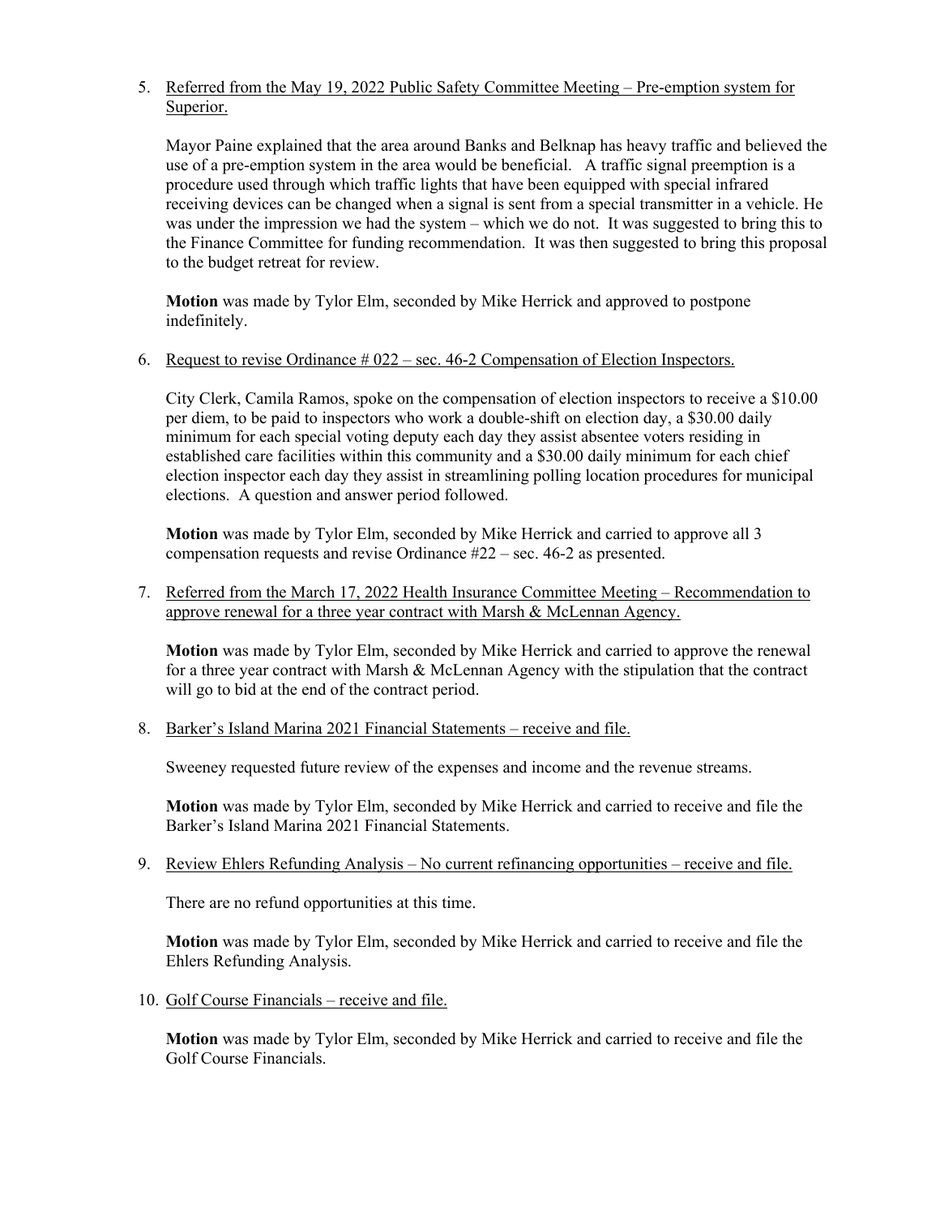5. Referred from the May 19, 2022 Public Safety Committee Meeting – Pre-emption system for Superior.

   Mayor Paine explained that the area around Banks and Belknap has heavy traffic and believed the use of a pre-emption system in the area would be beneficial. A traffic signal preemption is a procedure used through which traffic lights that have been equipped with special infrared receiving devices can be changed when a signal is sent from a special transmitter in a vehicle. He was under the impression we had the system – which we do not. It was suggested to bring this to the Finance Committee for funding recommendation. It was then suggested to bring this proposal to the budget retreat for review.

   **Motion** was made by Tylor Elm, seconded by Mike Herrick and approved to postpone indefinitely.

6. Request to revise Ordinance # 022 – sec. 46-2 Compensation of Election Inspectors.

   City Clerk, Camila Ramos, spoke on the compensation of election inspectors to receive a $10.00 per diem, to be paid to inspectors who work a double-shift on election day, a $30.00 daily minimum for each special voting deputy each day they assist absentee voters residing in established care facilities within this community and a $30.00 daily minimum for each chief election inspector each day they assist in streamlining polling location procedures for municipal elections. A question and answer period followed.

   **Motion** was made by Tylor Elm, seconded by Mike Herrick and carried to approve all 3 compensation requests and revise Ordinance #22 – sec. 46-2 as presented.

7. Referred from the March 17, 2022 Health Insurance Committee Meeting – Recommendation to approve renewal for a three year contract with Marsh & McLennan Agency.

   **Motion** was made by Tylor Elm, seconded by Mike Herrick and carried to approve the renewal for a three year contract with Marsh & McLennan Agency with the stipulation that the contract will go to bid at the end of the contract period.

8. Barker's Island Marina 2021 Financial Statements – receive and file.

   Sweeney requested future review of the expenses and income and the revenue streams.

   **Motion** was made by Tylor Elm, seconded by Mike Herrick and carried to receive and file the Barker's Island Marina 2021 Financial Statements.

9. Review Ehlers Refunding Analysis – No current refinancing opportunities – receive and file.

   There are no refund opportunities at this time.

   **Motion** was made by Tylor Elm, seconded by Mike Herrick and carried to receive and file the Ehlers Refunding Analysis.

10. Golf Course Financials – receive and file.

    **Motion** was made by Tylor Elm, seconded by Mike Herrick and carried to receive and file the Golf Course Financials.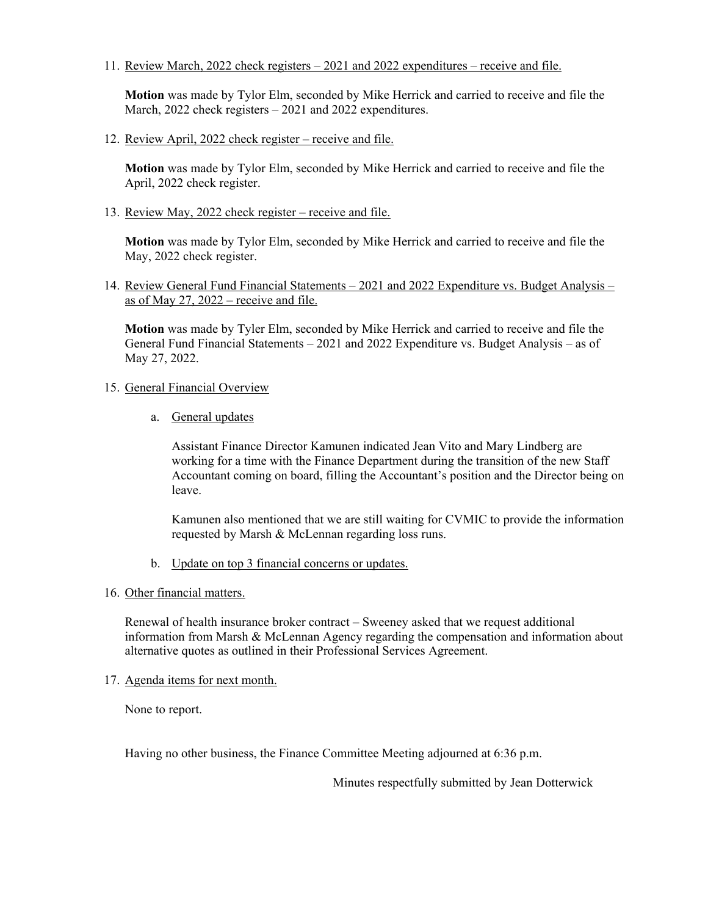11. <u>Review March, 2022 check registers – 2021 and 2022 expenditures – receive and file.</u>

    **Motion** was made by Tylor Elm, seconded by Mike Herrick and carried to receive and file the March, 2022 check registers – 2021 and 2022 expenditures.

12. <u>Review April, 2022 check register – receive and file.</u>

    **Motion** was made by Tylor Elm, seconded by Mike Herrick and carried to receive and file the April, 2022 check register.

13. <u>Review May, 2022 check register – receive and file.</u>

    **Motion** was made by Tylor Elm, seconded by Mike Herrick and carried to receive and file the May, 2022 check register.

14. <u>Review General Fund Financial Statements – 2021 and 2022 Expenditure vs. Budget Analysis – as of May 27, 2022 – receive and file.</u>

    **Motion** was made by Tyler Elm, seconded by Mike Herrick and carried to receive and file the General Fund Financial Statements – 2021 and 2022 Expenditure vs. Budget Analysis – as of May 27, 2022.

15. <u>General Financial Overview</u>

    a. <u>General updates</u>

       Assistant Finance Director Kamunen indicated Jean Vito and Mary Lindberg are working for a time with the Finance Department during the transition of the new Staff Accountant coming on board, filling the Accountant's position and the Director being on leave.

       Kamunen also mentioned that we are still waiting for CVMIC to provide the information requested by Marsh & McLennan regarding loss runs.

    b. <u>Update on top 3 financial concerns or updates.</u>

16. <u>Other financial matters.</u>

    Renewal of health insurance broker contract – Sweeney asked that we request additional information from Marsh & McLennan Agency regarding the compensation and information about alternative quotes as outlined in their Professional Services Agreement.

17. <u>Agenda items for next month.</u>

    None to report.

Having no other business, the Finance Committee Meeting adjourned at 6:36 p.m.

Minutes respectfully submitted by Jean Dotterwick